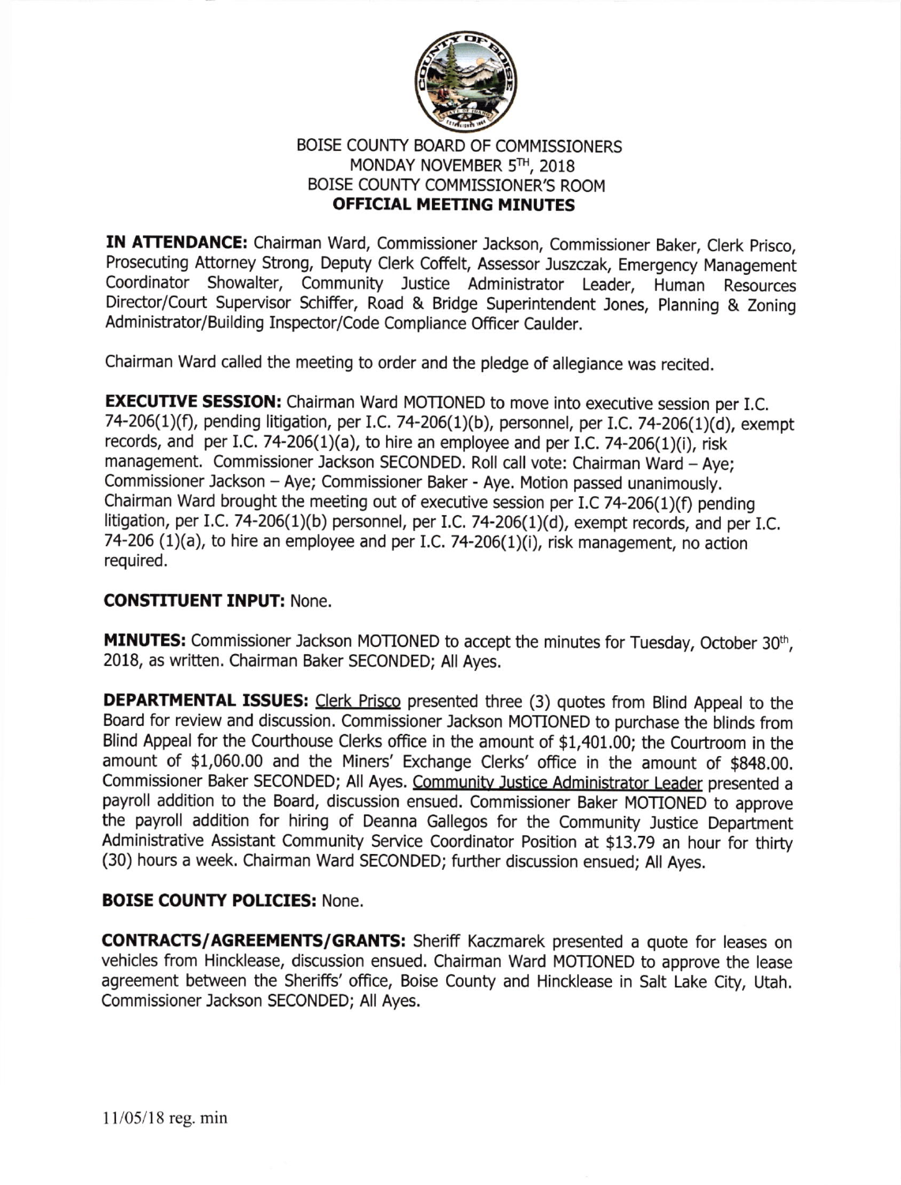# BOISE COUNTY BOARD OF COMMISSIONERS
## MONDAY NOVEMBER 5TH, 2018
## BOISE COUNTY COMMISSIONER'S ROOM
## OFFICIAL MEETING MINUTES

**IN ATTENDANCE:** Chairman Ward, Commissioner Jackson, Commissioner Baker, Clerk Prisco, Prosecuting Attorney Strong, Deputy Clerk Coffelt, Assessor Juszczak, Emergency Management Coordinator Showalter, Community Justice Administrator Leader, Human Resources Director/Court Supervisor Schiffer, Road & Bridge Superintendent Jones, Planning & Zoning Administrator/Building Inspector/Code Compliance Officer Caulder.

Chairman Ward called the meeting to order and the pledge of allegiance was recited.

**EXECUTIVE SESSION:** Chairman Ward MOTIONED to move into executive session per I.C. 74-206(1)(f), pending litigation, per I.C. 74-206(1)(b), personnel, per I.C. 74-206(1)(d), exempt records, and per I.C. 74-206(1)(a), to hire an employee and per I.C. 74-206(1)(i), risk management. Commissioner Jackson SECONDED. Roll call vote: Chairman Ward – Aye; Commissioner Jackson – Aye; Commissioner Baker - Aye. Motion passed unanimously. Chairman Ward brought the meeting out of executive session per I.C 74-206(1)(f) pending litigation, per I.C. 74-206(1)(b) personnel, per I.C. 74-206(1)(d), exempt records, and per I.C. 74-206 (1)(a), to hire an employee and per I.C. 74-206(1)(i), risk management, no action required.

**CONSTITUENT INPUT:** None.

**MINUTES:** Commissioner Jackson MOTIONED to accept the minutes for Tuesday, October 30th, 2018, as written. Chairman Baker SECONDED; All Ayes.

**DEPARTMENTAL ISSUES:** Clerk Prisco presented three (3) quotes from Blind Appeal to the Board for review and discussion. Commissioner Jackson MOTIONED to purchase the blinds from Blind Appeal for the Courthouse Clerks office in the amount of $1,401.00; the Courtroom in the amount of $1,060.00 and the Miners' Exchange Clerks' office in the amount of $848.00. Commissioner Baker SECONDED; All Ayes. Community Justice Administrator Leader presented a payroll addition to the Board, discussion ensued. Commissioner Baker MOTIONED to approve the payroll addition for hiring of Deanna Gallegos for the Community Justice Department Administrative Assistant Community Service Coordinator Position at $13.79 an hour for thirty (30) hours a week. Chairman Ward SECONDED; further discussion ensued; All Ayes.

**BOISE COUNTY POLICIES:** None.

**CONTRACTS/AGREEMENTS/GRANTS:** Sheriff Kaczmarek presented a quote for leases on vehicles from Hincklease, discussion ensued. Chairman Ward MOTIONED to approve the lease agreement between the Sheriffs' office, Boise County and Hincklease in Salt Lake City, Utah. Commissioner Jackson SECONDED; All Ayes.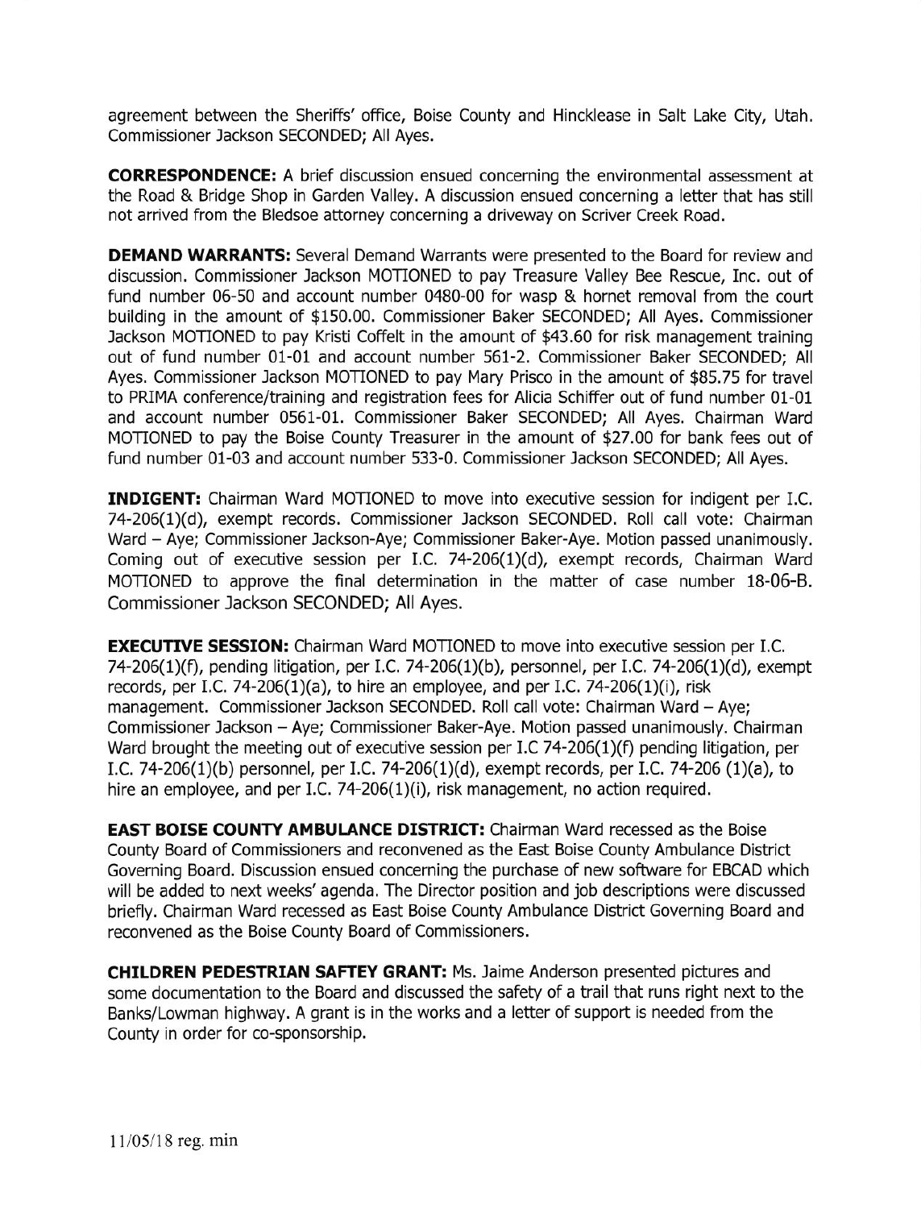agreement between the Sheriffs' office, Boise County and Hincklease in Salt Lake City, Utah. Commissioner Jackson SECONDED; All Ayes.

**CORRESPONDENCE:** A brief discussion ensued concerning the environmental assessment at the Road & Bridge Shop in Garden Valley. A discussion ensued concerning a letter that has still not arrived from the Bledsoe attorney concerning a driveway on Scriver Creek Road.

**DEMAND WARRANTS:** Several Demand Warrants were presented to the Board for review and discussion. Commissioner Jackson MOTIONED to pay Treasure Valley Bee Rescue, Inc. out of fund number 06-50 and account number 0480-00 for wasp & hornet removal from the court building in the amount of $150.00. Commissioner Baker SECONDED; All Ayes. Commissioner Jackson MOTIONED to pay Kristi Coffelt in the amount of $43.60 for risk management training out of fund number 01-01 and account number 561-2. Commissioner Baker SECONDED; All Ayes. Commissioner Jackson MOTIONED to pay Mary Prisco in the amount of $85.75 for travel to PRIMA conference/training and registration fees for Alicia Schiffer out of fund number 01-01 and account number 0561-01. Commissioner Baker SECONDED; All Ayes. Chairman Ward MOTIONED to pay the Boise County Treasurer in the amount of $27.00 for bank fees out of fund number 01-03 and account number 533-0. Commissioner Jackson SECONDED; All Ayes.

**INDIGENT:** Chairman Ward MOTIONED to move into executive session for indigent per I.C. 74-206(1)(d), exempt records. Commissioner Jackson SECONDED. Roll call vote: Chairman Ward – Aye; Commissioner Jackson-Aye; Commissioner Baker-Aye. Motion passed unanimously. Coming out of executive session per I.C. 74-206(1)(d), exempt records, Chairman Ward MOTIONED to approve the final determination in the matter of case number 18-06-B. Commissioner Jackson SECONDED; All Ayes.

**EXECUTIVE SESSION:** Chairman Ward MOTIONED to move into executive session per I.C. 74-206(1)(f), pending litigation, per I.C. 74-206(1)(b), personnel, per I.C. 74-206(1)(d), exempt records, per I.C. 74-206(1)(a), to hire an employee, and per I.C. 74-206(1)(i), risk management. Commissioner Jackson SECONDED. Roll call vote: Chairman Ward – Aye; Commissioner Jackson – Aye; Commissioner Baker-Aye. Motion passed unanimously. Chairman Ward brought the meeting out of executive session per I.C 74-206(1)(f) pending litigation, per I.C. 74-206(1)(b) personnel, per I.C. 74-206(1)(d), exempt records, per I.C. 74-206 (1)(a), to hire an employee, and per I.C. 74-206(1)(i), risk management, no action required.

**EAST BOISE COUNTY AMBULANCE DISTRICT:** Chairman Ward recessed as the Boise County Board of Commissioners and reconvened as the East Boise County Ambulance District Governing Board. Discussion ensued concerning the purchase of new software for EBCAD which will be added to next weeks' agenda. The Director position and job descriptions were discussed briefly. Chairman Ward recessed as East Boise County Ambulance District Governing Board and reconvened as the Boise County Board of Commissioners.

**CHILDREN PEDESTRIAN SAFTEY GRANT:** Ms. Jaime Anderson presented pictures and some documentation to the Board and discussed the safety of a trail that runs right next to the Banks/Lowman highway. A grant is in the works and a letter of support is needed from the County in order for co-sponsorship.